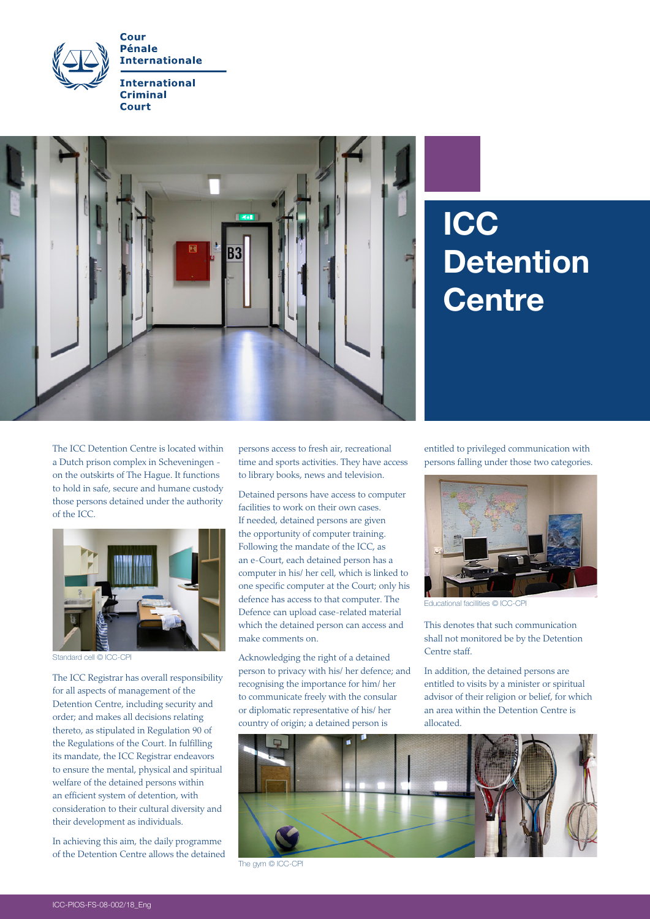Cour Pénale Internationale

International Criminal Court

# ICC Detention Centre

The ICC Detention Centre is located within a Dutch prison complex in Scheveningen - on the outskirts of The Hague. It functions to hold in safe, secure and humane custody those persons detained under the authority of the ICC.

Standard cell © ICC-CPI

The ICC Registrar has overall responsibility for all aspects of management of the Detention Centre, including security and order; and makes all decisions relating thereto, as stipulated in Regulation 90 of the Regulations of the Court. In fulfilling its mandate, the ICC Registrar endeavors to ensure the mental, physical and spiritual welfare of the detained persons within an efficient system of detention, with consideration to their cultural diversity and their development as individuals.

In achieving this aim, the daily programme of the Detention Centre allows the detained persons access to fresh air, recreational time and sports activities. They have access to library books, news and television.

Detained persons have access to computer facilities to work on their own cases. If needed, detained persons are given the opportunity of computer training. Following the mandate of the ICC, as an e-Court, each detained person has a computer in his/ her cell, which is linked to one specific computer at the Court; only his defence has access to that computer. The Defence can upload case-related material which the detained person can access and make comments on.

Acknowledging the right of a detained person to privacy with his/ her defence; and recognising the importance for him/ her to communicate freely with the consular or diplomatic representative of his/ her country of origin; a detained person is entitled to privileged communication with persons falling under those two categories.

Educational facilities © ICC-CPI

This denotes that such communication shall not monitored be by the Detention Centre staff.

In addition, the detained persons are entitled to visits by a minister or spiritual advisor of their religion or belief, for which an area within the Detention Centre is allocated.

The gym © ICC-CPI

ICC-PIOS-FS-08-002/18_Eng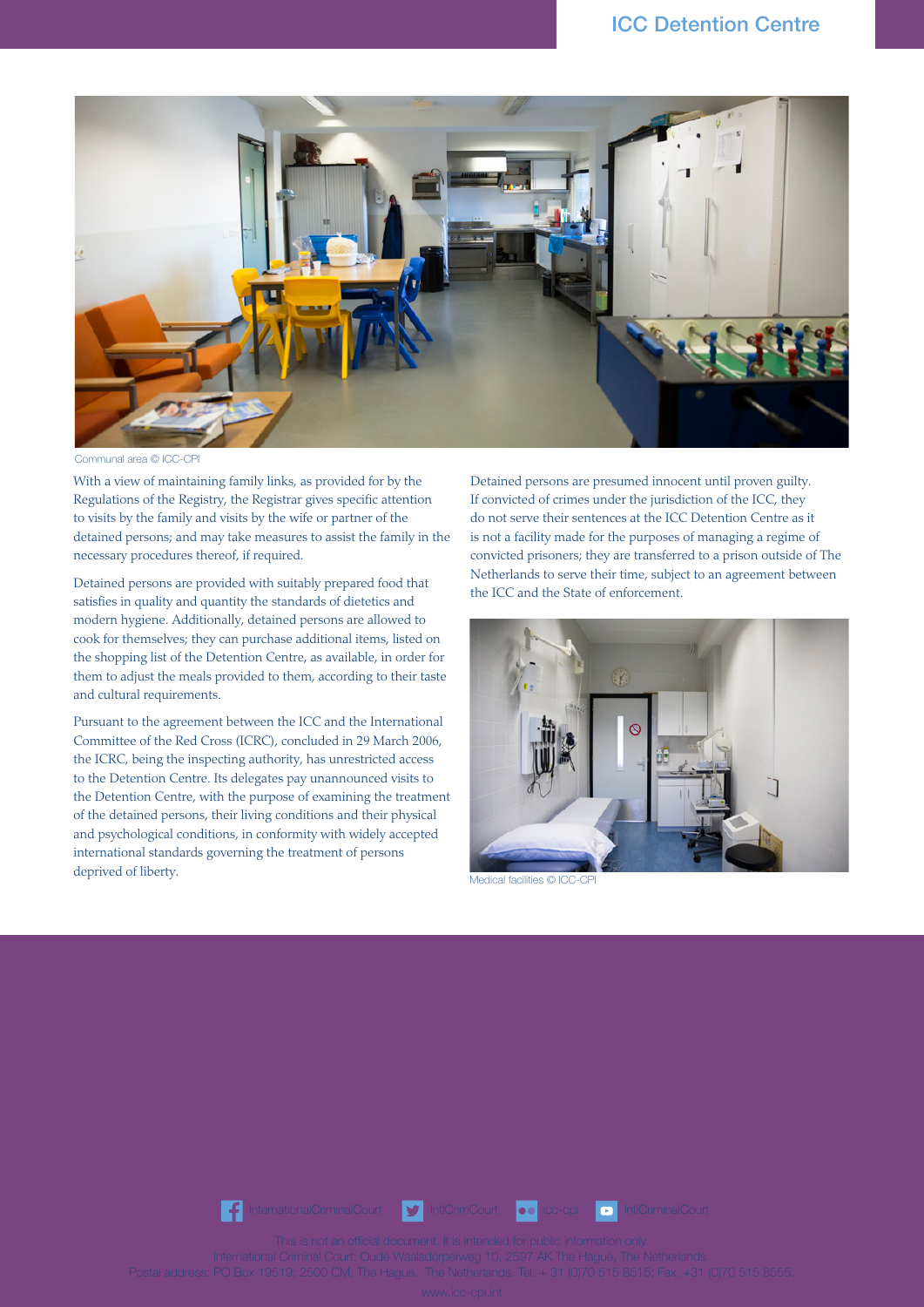Communal area © ICC-CPI

With a view of maintaining family links, as provided for by the Regulations of the Registry, the Registrar gives specific attention to visits by the family and visits by the wife or partner of the detained persons; and may take measures to assist the family in the necessary procedures thereof, if required.

Detained persons are provided with suitably prepared food that satisfies in quality and quantity the standards of dietetics and modern hygiene. Additionally, detained persons are allowed to cook for themselves; they can purchase additional items, listed on the shopping list of the Detention Centre, as available, in order for them to adjust the meals provided to them, according to their taste and cultural requirements.

Pursuant to the agreement between the ICC and the International Committee of the Red Cross (ICRC), concluded in 29 March 2006, the ICRC, being the inspecting authority, has unrestricted access to the Detention Centre. Its delegates pay unannounced visits to the Detention Centre, with the purpose of examining the treatment of the detained persons, their living conditions and their physical and psychological conditions, in conformity with widely accepted international standards governing the treatment of persons deprived of liberty.

Detained persons are presumed innocent until proven guilty. If convicted of crimes under the jurisdiction of the ICC, they do not serve their sentences at the ICC Detention Centre as it is not a facility made for the purposes of managing a regime of convicted prisoners; they are transferred to a prison outside of The Netherlands to serve their time, subject to an agreement between the ICC and the State of enforcement.

Medical facilities © ICC-CPI

InternationalCriminalCourt | IntlCrimCourt | icc-cpi | IntlCriminalCourt

This is not an official document. It is intended for public information only.
International Criminal Court: Oude Waalsdorperweg 10, 2597 AK The Hague, The Netherlands.
Postal address: PO Box 19519, 2500 CM, The Hague, The Netherlands. Tel. + 31 (0)70 515 8515; Fax. +31 (0)70 515 8555.
www.icc-cpi.int